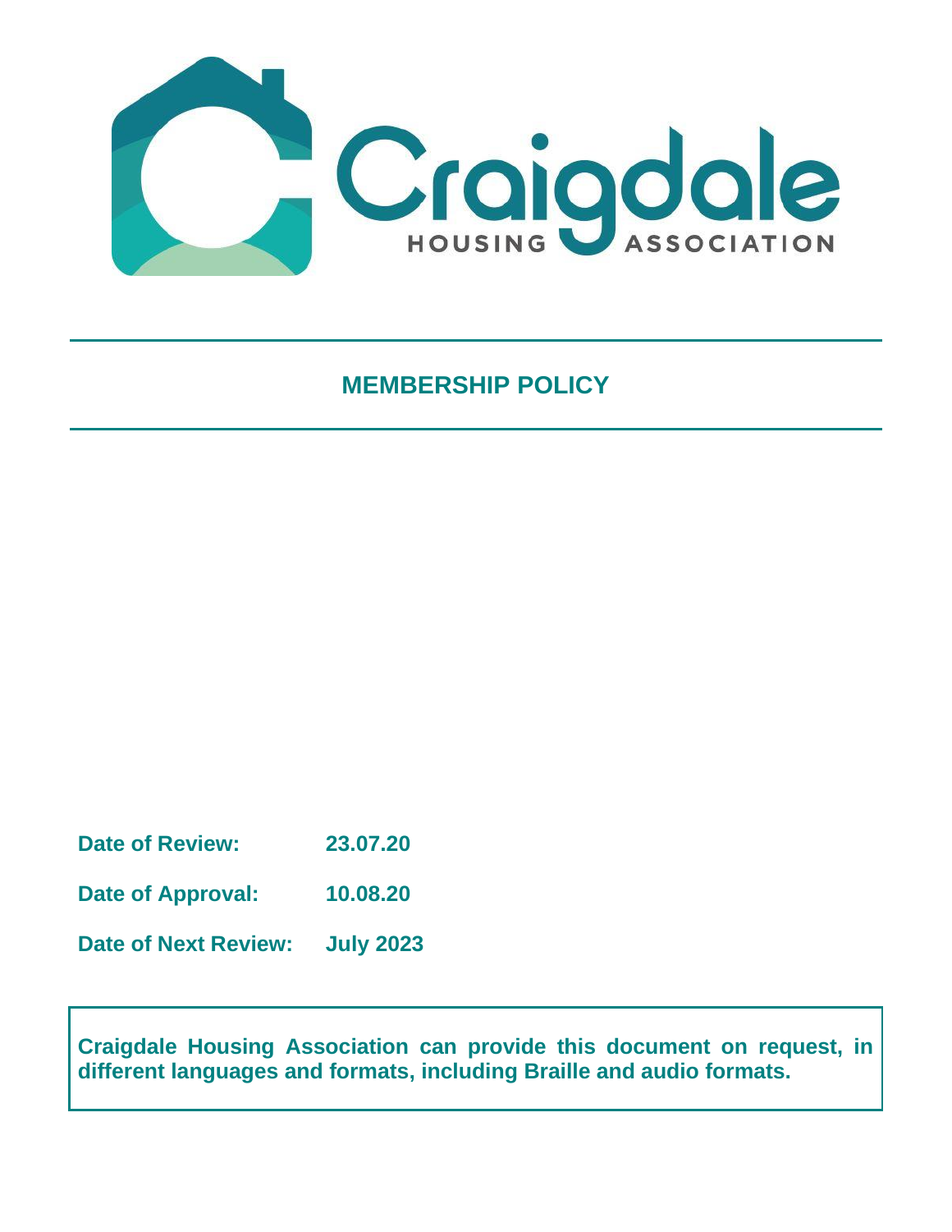Craigdale HOUSING ASSOCIATION

# MEMBERSHIP POLICY

**Date of Review:** **23.07.20**

**Date of Approval:** **10.08.20**

**Date of Next Review:** **July 2023**

**Craigdale Housing Association can provide this document on request, in different languages and formats, including Braille and audio formats.**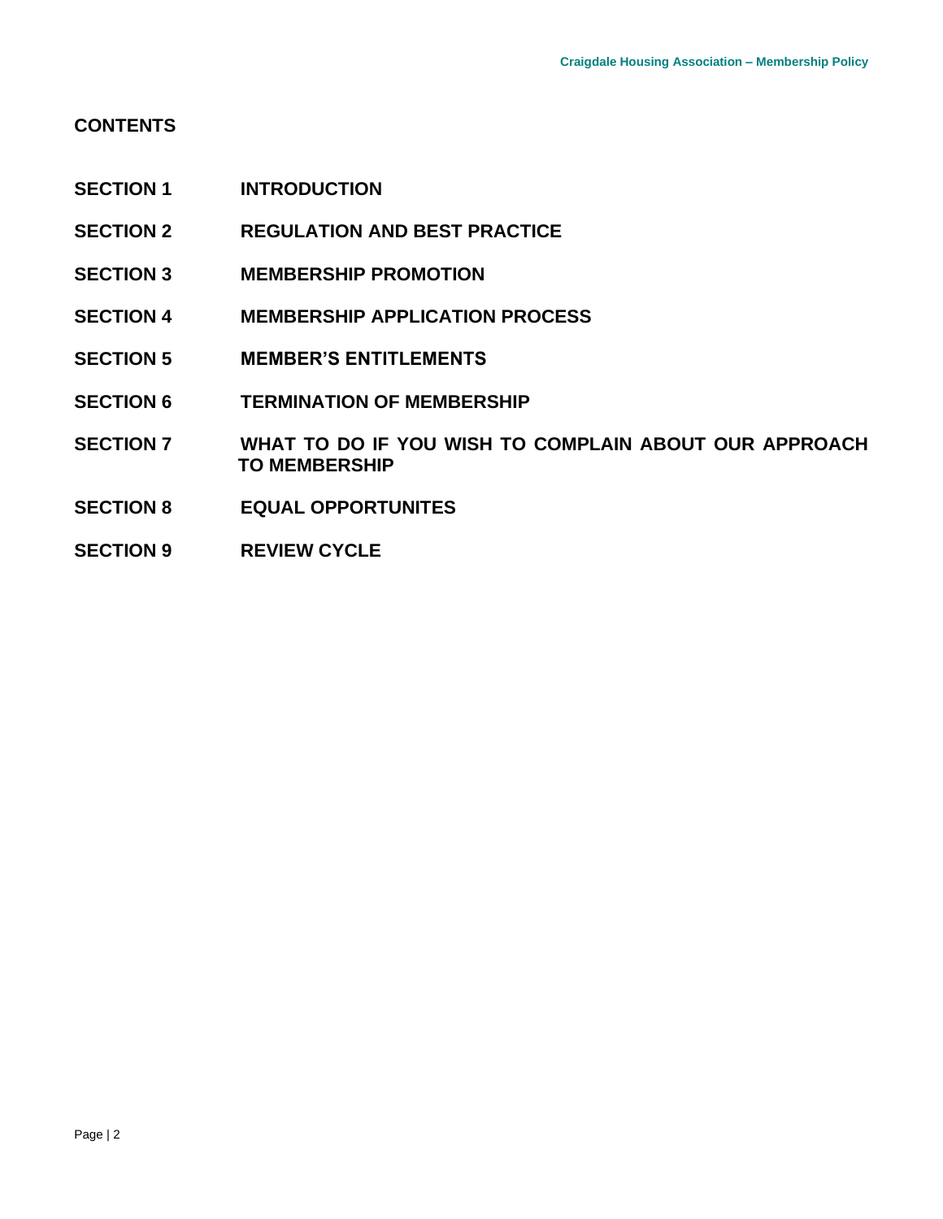## CONTENTS

| | |
|---|---|
| **SECTION 1** | **INTRODUCTION** |
| **SECTION 2** | **REGULATION AND BEST PRACTICE** |
| **SECTION 3** | **MEMBERSHIP PROMOTION** |
| **SECTION 4** | **MEMBERSHIP APPLICATION PROCESS** |
| **SECTION 5** | **MEMBER'S ENTITLEMENTS** |
| **SECTION 6** | **TERMINATION OF MEMBERSHIP** |
| **SECTION 7** | **WHAT TO DO IF YOU WISH TO COMPLAIN ABOUT OUR APPROACH TO MEMBERSHIP** |
| **SECTION 8** | **EQUAL OPPORTUNITES** |
| **SECTION 9** | **REVIEW CYCLE** |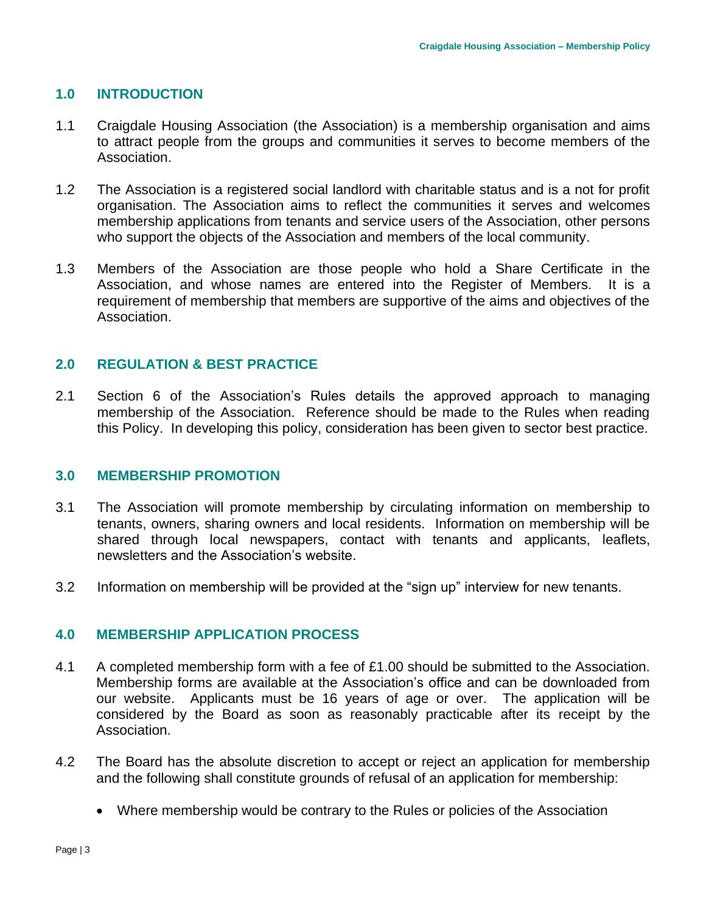## 1.0 INTRODUCTION

1.1 Craigdale Housing Association (the Association) is a membership organisation and aims to attract people from the groups and communities it serves to become members of the Association.

1.2 The Association is a registered social landlord with charitable status and is a not for profit organisation. The Association aims to reflect the communities it serves and welcomes membership applications from tenants and service users of the Association, other persons who support the objects of the Association and members of the local community.

1.3 Members of the Association are those people who hold a Share Certificate in the Association, and whose names are entered into the Register of Members. It is a requirement of membership that members are supportive of the aims and objectives of the Association.

## 2.0 REGULATION & BEST PRACTICE

2.1 Section 6 of the Association's Rules details the approved approach to managing membership of the Association. Reference should be made to the Rules when reading this Policy. In developing this policy, consideration has been given to sector best practice.

## 3.0 MEMBERSHIP PROMOTION

3.1 The Association will promote membership by circulating information on membership to tenants, owners, sharing owners and local residents. Information on membership will be shared through local newspapers, contact with tenants and applicants, leaflets, newsletters and the Association's website.

3.2 Information on membership will be provided at the "sign up" interview for new tenants.

## 4.0 MEMBERSHIP APPLICATION PROCESS

4.1 A completed membership form with a fee of £1.00 should be submitted to the Association. Membership forms are available at the Association's office and can be downloaded from our website. Applicants must be 16 years of age or over. The application will be considered by the Board as soon as reasonably practicable after its receipt by the Association.

4.2 The Board has the absolute discretion to accept or reject an application for membership and the following shall constitute grounds of refusal of an application for membership:

- Where membership would be contrary to the Rules or policies of the Association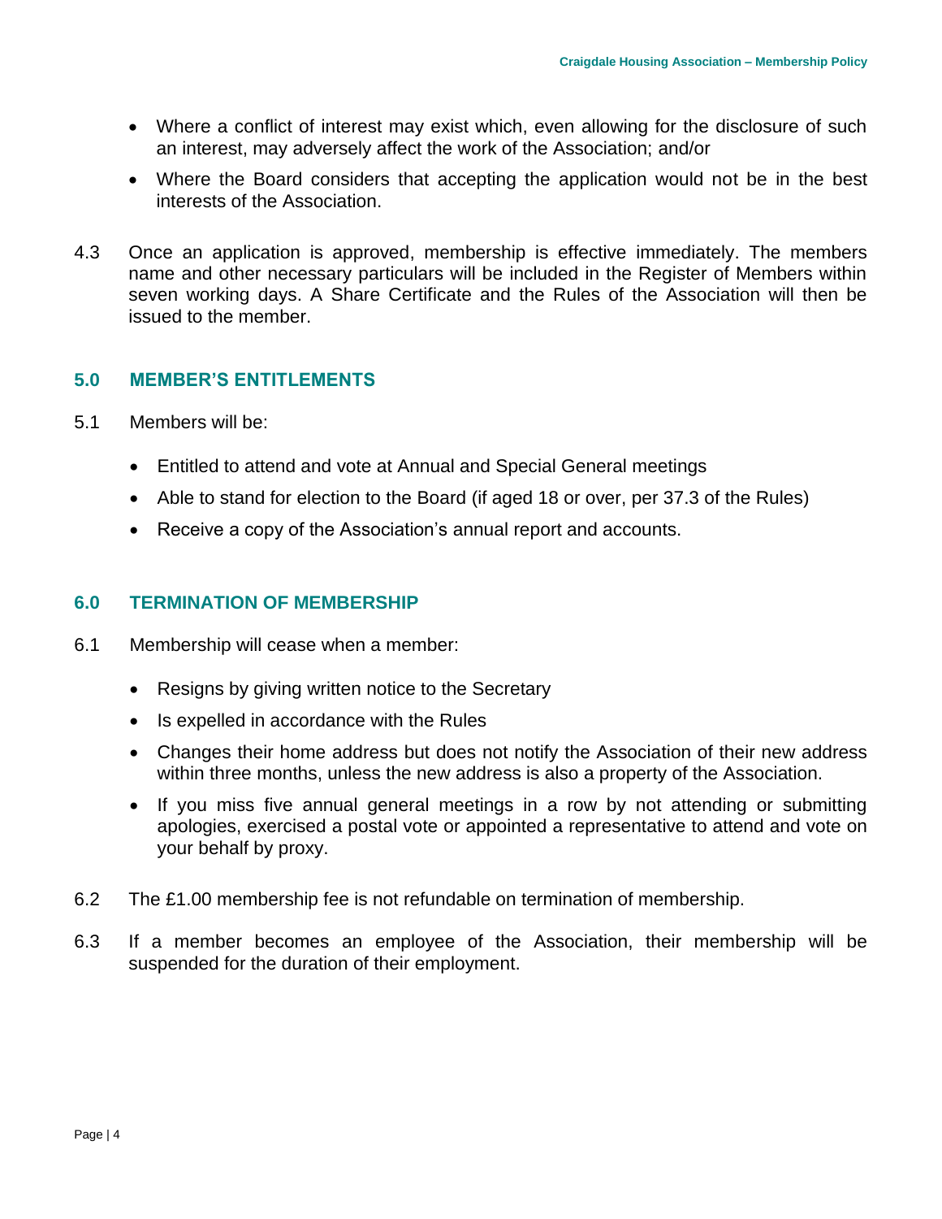- Where a conflict of interest may exist which, even allowing for the disclosure of such an interest, may adversely affect the work of the Association; and/or
- Where the Board considers that accepting the application would not be in the best interests of the Association.

4.3 Once an application is approved, membership is effective immediately. The members name and other necessary particulars will be included in the Register of Members within seven working days. A Share Certificate and the Rules of the Association will then be issued to the member.

## 5.0 MEMBER'S ENTITLEMENTS

5.1 Members will be:

- Entitled to attend and vote at Annual and Special General meetings
- Able to stand for election to the Board (if aged 18 or over, per 37.3 of the Rules)
- Receive a copy of the Association's annual report and accounts.

## 6.0 TERMINATION OF MEMBERSHIP

6.1 Membership will cease when a member:

- Resigns by giving written notice to the Secretary
- Is expelled in accordance with the Rules
- Changes their home address but does not notify the Association of their new address within three months, unless the new address is also a property of the Association.
- If you miss five annual general meetings in a row by not attending or submitting apologies, exercised a postal vote or appointed a representative to attend and vote on your behalf by proxy.

6.2 The £1.00 membership fee is not refundable on termination of membership.

6.3 If a member becomes an employee of the Association, their membership will be suspended for the duration of their employment.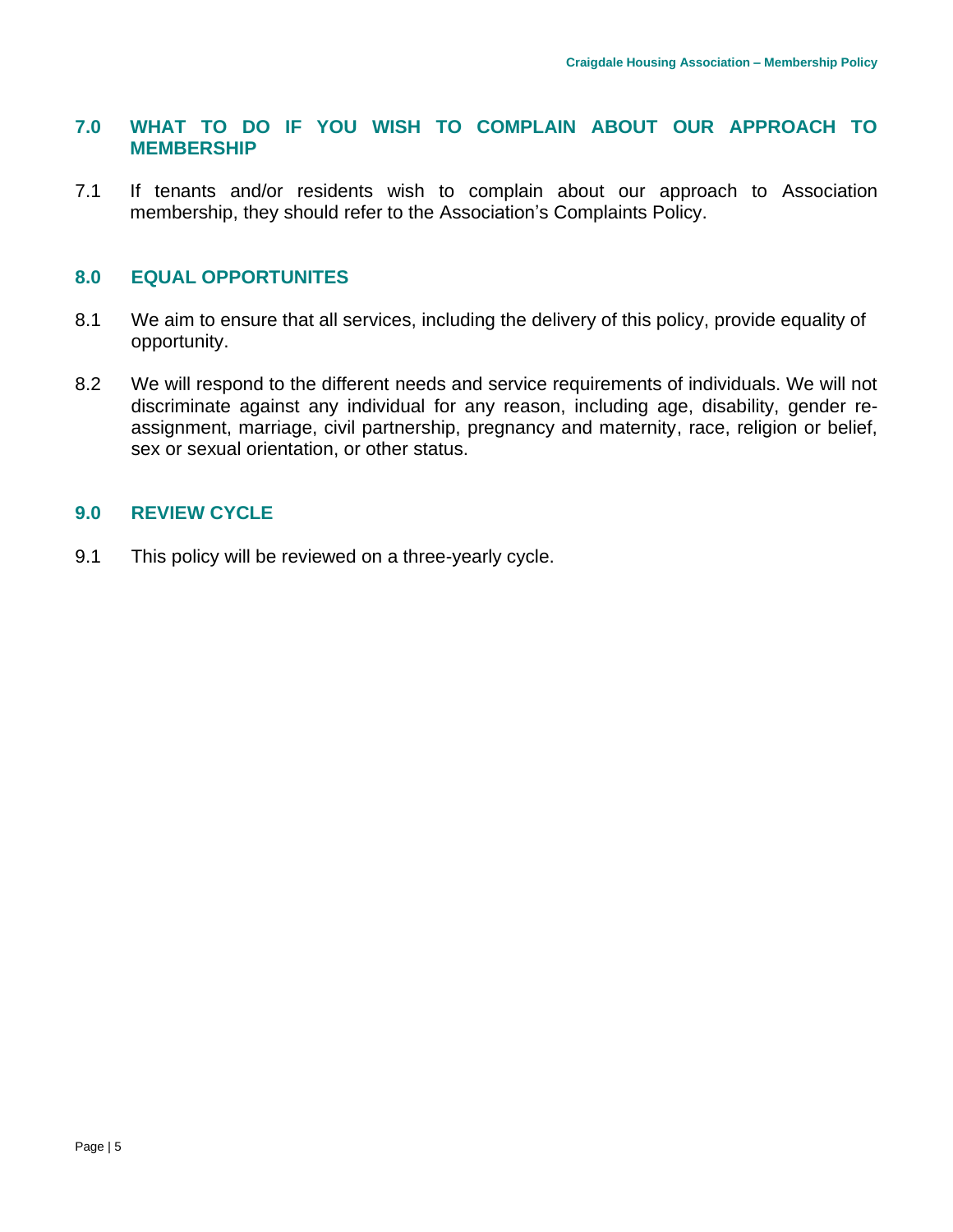## 7.0 WHAT TO DO IF YOU WISH TO COMPLAIN ABOUT OUR APPROACH TO MEMBERSHIP

7.1 If tenants and/or residents wish to complain about our approach to Association membership, they should refer to the Association's Complaints Policy.

## 8.0 EQUAL OPPORTUNITES

8.1 We aim to ensure that all services, including the delivery of this policy, provide equality of opportunity.

8.2 We will respond to the different needs and service requirements of individuals. We will not discriminate against any individual for any reason, including age, disability, gender re-assignment, marriage, civil partnership, pregnancy and maternity, race, religion or belief, sex or sexual orientation, or other status.

## 9.0 REVIEW CYCLE

9.1 This policy will be reviewed on a three-yearly cycle.